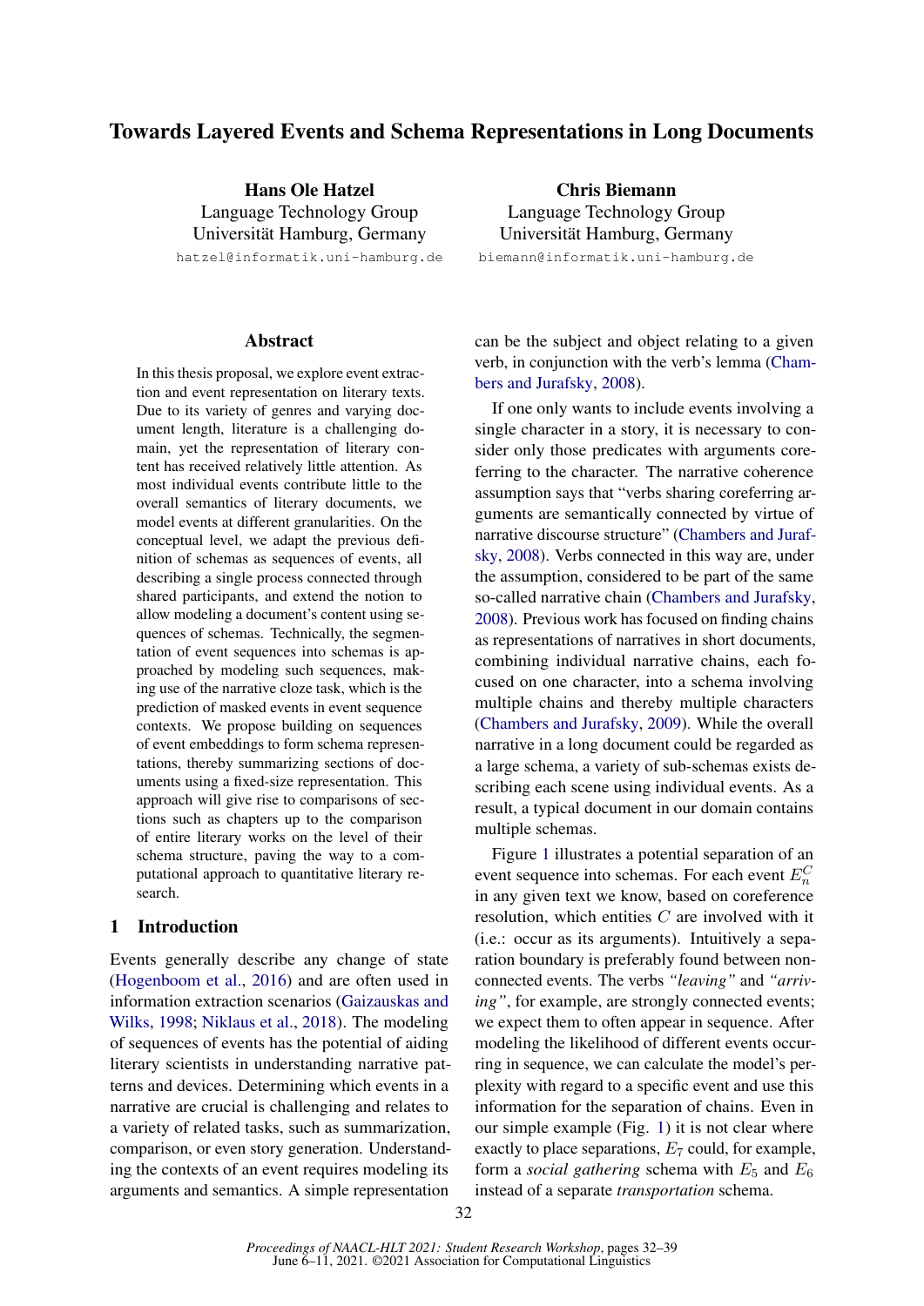# Towards Layered Events and Schema Representations in Long Documents

**Hans Ole Hatzel**
Language Technology Group
Universität Hamburg, Germany
hatzel@informatik.uni-hamburg.de

**Chris Biemann**
Language Technology Group
Universität Hamburg, Germany
biemann@informatik.uni-hamburg.de

## Abstract

In this thesis proposal, we explore event extraction and event representation on literary texts. Due to its variety of genres and varying document length, literature is a challenging domain, yet the representation of literary content has received relatively little attention. As most individual events contribute little to the overall semantics of literary documents, we model events at different granularities. On the conceptual level, we adapt the previous definition of schemas as sequences of events, all describing a single process connected through shared participants, and extend the notion to allow modeling a document's content using sequences of schemas. Technically, the segmentation of event sequences into schemas is approached by modeling such sequences, making use of the narrative cloze task, which is the prediction of masked events in event sequence contexts. We propose building on sequences of event embeddings to form schema representations, thereby summarizing sections of documents using a fixed-size representation. This approach will give rise to comparisons of sections such as chapters up to the comparison of entire literary works on the level of their schema structure, paving the way to a computational approach to quantitative literary research.

## 1 Introduction

Events generally describe any change of state (Hogenboom et al., 2016) and are often used in information extraction scenarios (Gaizauskas and Wilks, 1998; Niklaus et al., 2018). The modeling of sequences of events has the potential of aiding literary scientists in understanding narrative patterns and devices. Determining which events in a narrative are crucial is challenging and relates to a variety of related tasks, such as summarization, comparison, or even story generation. Understanding the contexts of an event requires modeling its arguments and semantics. A simple representation can be the subject and object relating to a given verb, in conjunction with the verb's lemma (Chambers and Jurafsky, 2008).

If one only wants to include events involving a single character in a story, it is necessary to consider only those predicates with arguments coreferring to the character. The narrative coherence assumption says that "verbs sharing coreferring arguments are semantically connected by virtue of narrative discourse structure" (Chambers and Jurafsky, 2008). Verbs connected in this way are, under the assumption, considered to be part of the same so-called narrative chain (Chambers and Jurafsky, 2008). Previous work has focused on finding chains as representations of narratives in short documents, combining individual narrative chains, each focused on one character, into a schema involving multiple chains and thereby multiple characters (Chambers and Jurafsky, 2009). While the overall narrative in a long document could be regarded as a large schema, a variety of sub-schemas exists describing each scene using individual events. As a result, a typical document in our domain contains multiple schemas.

Figure 1 illustrates a potential separation of an event sequence into schemas. For each event $E_n^C$ in any given text we know, based on coreference resolution, which entities $C$ are involved with it (i.e.: occur as its arguments). Intuitively a separation boundary is preferably found between non-connected events. The verbs *"leaving"* and *"arriving"*, for example, are strongly connected events; we expect them to often appear in sequence. After modeling the likelihood of different events occurring in sequence, we can calculate the model's perplexity with regard to a specific event and use this information for the separation of chains. Even in our simple example (Fig. 1) it is not clear where exactly to place separations, $E_7$ could, for example, form a *social gathering* schema with $E_5$ and $E_6$ instead of a separate *transportation* schema.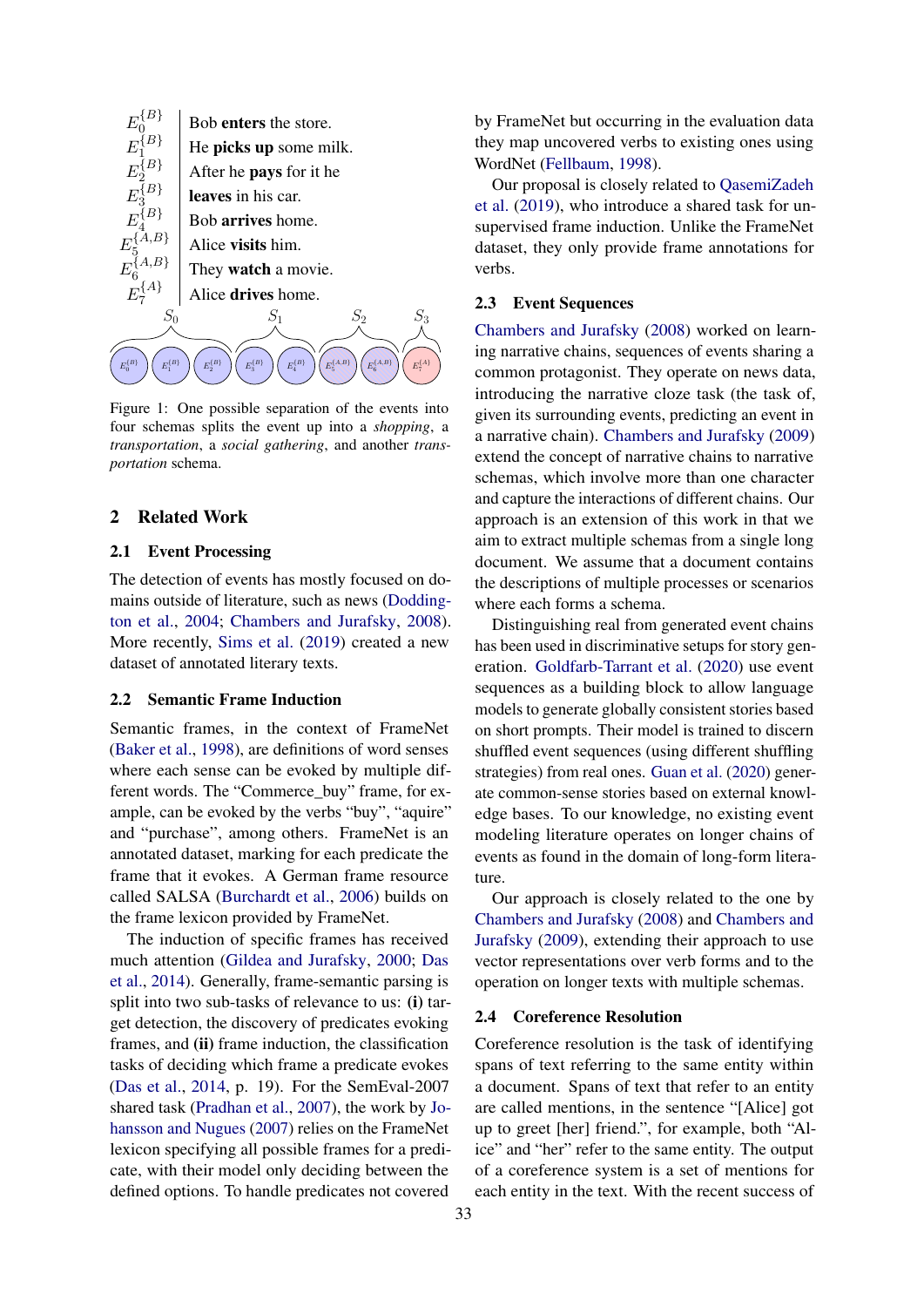| | |
|---|---|
| $E_0^{\{B\}}$ | Bob **enters** the store. |
| $E_1^{\{B\}}$ | He **picks up** some milk. |
| $E_2^{\{B\}}$ | After he **pays** for it he |
| $E_3^{\{B\}}$ | **leaves** in his car. |
| $E_4^{\{B\}}$ | Bob **arrives** home. |
| $E_5^{\{A,B\}}$ | Alice **visits** him. |
| $E_6^{\{A,B\}}$ | They **watch** a movie. |
| $E_7^{\{A\}}$ | Alice **drives** home. |

$S_0$: $E_0^{\{B\}}$ $E_1^{\{B\}}$ $E_2^{\{B\}}$ — $S_1$: $E_3^{\{B\}}$ $E_4^{\{B\}}$ — $S_2$: $E_5^{\{A,B\}}$ $E_6^{\{A,B\}}$ — $S_3$: $E_7^{\{A\}}$

Figure 1: One possible separation of the events into four schemas splits the event up into a *shopping*, a *transportation*, a *social gathering*, and another *transportation* schema.

## 2 Related Work

### 2.1 Event Processing

The detection of events has mostly focused on domains outside of literature, such as news (Doddington et al., 2004; Chambers and Jurafsky, 2008). More recently, Sims et al. (2019) created a new dataset of annotated literary texts.

### 2.2 Semantic Frame Induction

Semantic frames, in the context of FrameNet (Baker et al., 1998), are definitions of word senses where each sense can be evoked by multiple different words. The "Commerce_buy" frame, for example, can be evoked by the verbs "buy", "aquire" and "purchase", among others. FrameNet is an annotated dataset, marking for each predicate the frame that it evokes. A German frame resource called SALSA (Burchardt et al., 2006) builds on the frame lexicon provided by FrameNet.

The induction of specific frames has received much attention (Gildea and Jurafsky, 2000; Das et al., 2014). Generally, frame-semantic parsing is split into two sub-tasks of relevance to us: **(i)** target detection, the discovery of predicates evoking frames, and **(ii)** frame induction, the classification tasks of deciding which frame a predicate evokes (Das et al., 2014, p. 19). For the SemEval-2007 shared task (Pradhan et al., 2007), the work by Johansson and Nugues (2007) relies on the FrameNet lexicon specifying all possible frames for a predicate, with their model only deciding between the defined options. To handle predicates not covered by FrameNet but occurring in the evaluation data they map uncovered verbs to existing ones using WordNet (Fellbaum, 1998).

Our proposal is closely related to QasemiZadeh et al. (2019), who introduce a shared task for unsupervised frame induction. Unlike the FrameNet dataset, they only provide frame annotations for verbs.

### 2.3 Event Sequences

Chambers and Jurafsky (2008) worked on learning narrative chains, sequences of events sharing a common protagonist. They operate on news data, introducing the narrative cloze task (the task of, given its surrounding events, predicting an event in a narrative chain). Chambers and Jurafsky (2009) extend the concept of narrative chains to narrative schemas, which involve more than one character and capture the interactions of different chains. Our approach is an extension of this work in that we aim to extract multiple schemas from a single long document. We assume that a document contains the descriptions of multiple processes or scenarios where each forms a schema.

Distinguishing real from generated event chains has been used in discriminative setups for story generation. Goldfarb-Tarrant et al. (2020) use event sequences as a building block to allow language models to generate globally consistent stories based on short prompts. Their model is trained to discern shuffled event sequences (using different shuffling strategies) from real ones. Guan et al. (2020) generate common-sense stories based on external knowledge bases. To our knowledge, no existing event modeling literature operates on longer chains of events as found in the domain of long-form literature.

Our approach is closely related to the one by Chambers and Jurafsky (2008) and Chambers and Jurafsky (2009), extending their approach to use vector representations over verb forms and to the operation on longer texts with multiple schemas.

### 2.4 Coreference Resolution

Coreference resolution is the task of identifying spans of text referring to the same entity within a document. Spans of text that refer to an entity are called mentions, in the sentence "[Alice] got up to greet [her] friend.", for example, both "Alice" and "her" refer to the same entity. The output of a coreference system is a set of mentions for each entity in the text. With the recent success of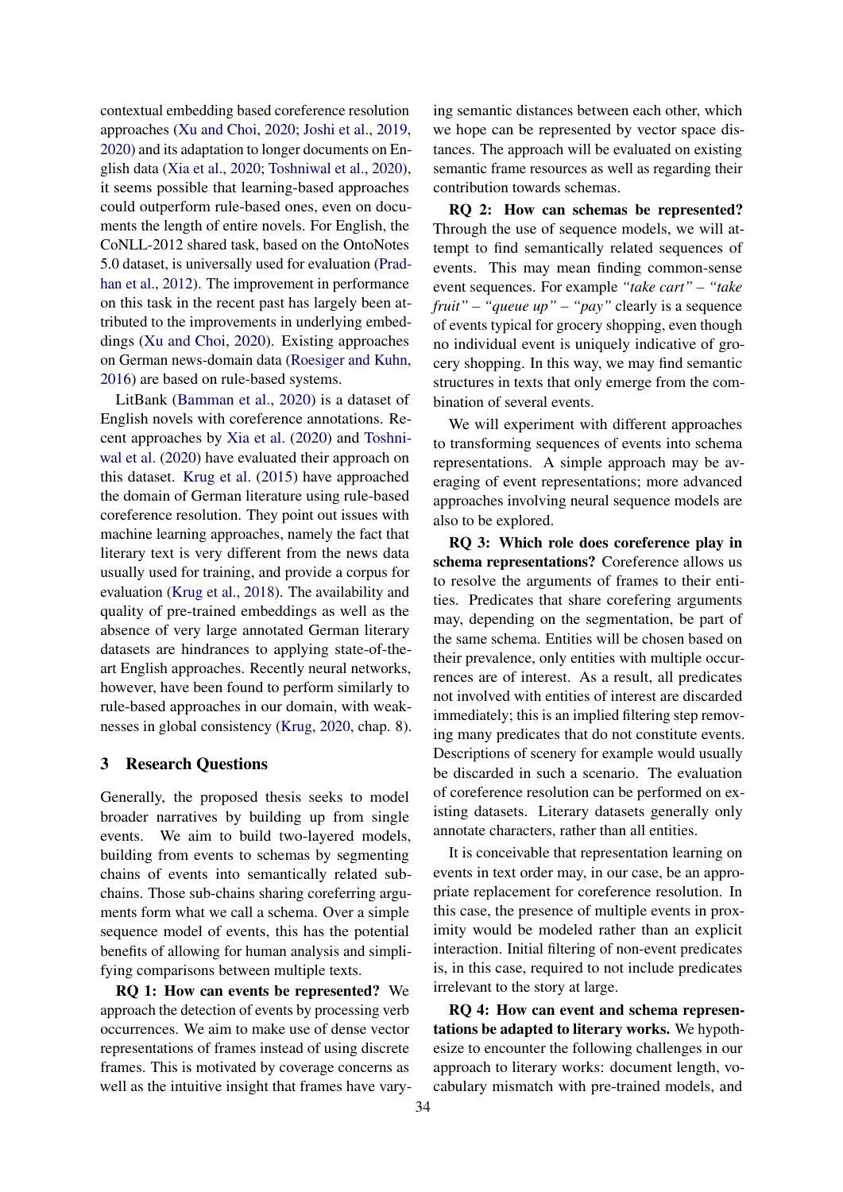contextual embedding based coreference resolution approaches (Xu and Choi, 2020; Joshi et al., 2019, 2020) and its adaptation to longer documents on English data (Xia et al., 2020; Toshniwal et al., 2020), it seems possible that learning-based approaches could outperform rule-based ones, even on documents the length of entire novels. For English, the CoNLL-2012 shared task, based on the OntoNotes 5.0 dataset, is universally used for evaluation (Pradhan et al., 2012). The improvement in performance on this task in the recent past has largely been attributed to the improvements in underlying embeddings (Xu and Choi, 2020). Existing approaches on German news-domain data (Roesiger and Kuhn, 2016) are based on rule-based systems.

LitBank (Bamman et al., 2020) is a dataset of English novels with coreference annotations. Recent approaches by Xia et al. (2020) and Toshniwal et al. (2020) have evaluated their approach on this dataset. Krug et al. (2015) have approached the domain of German literature using rule-based coreference resolution. They point out issues with machine learning approaches, namely the fact that literary text is very different from the news data usually used for training, and provide a corpus for evaluation (Krug et al., 2018). The availability and quality of pre-trained embeddings as well as the absence of very large annotated German literary datasets are hindrances to applying state-of-the-art English approaches. Recently neural networks, however, have been found to perform similarly to rule-based approaches in our domain, with weaknesses in global consistency (Krug, 2020, chap. 8).

## 3 Research Questions

Generally, the proposed thesis seeks to model broader narratives by building up from single events. We aim to build two-layered models, building from events to schemas by segmenting chains of events into semantically related sub-chains. Those sub-chains sharing coreferring arguments form what we call a schema. Over a simple sequence model of events, this has the potential benefits of allowing for human analysis and simplifying comparisons between multiple texts.

**RQ 1: How can events be represented?** We approach the detection of events by processing verb occurrences. We aim to make use of dense vector representations of frames instead of using discrete frames. This is motivated by coverage concerns as well as the intuitive insight that frames have varying semantic distances between each other, which we hope can be represented by vector space distances. The approach will be evaluated on existing semantic frame resources as well as regarding their contribution towards schemas.

**RQ 2: How can schemas be represented?** Through the use of sequence models, we will attempt to find semantically related sequences of events. This may mean finding common-sense event sequences. For example *"take cart"* – *"take fruit"* – *"queue up"* – *"pay"* clearly is a sequence of events typical for grocery shopping, even though no individual event is uniquely indicative of grocery shopping. In this way, we may find semantic structures in texts that only emerge from the combination of several events.

We will experiment with different approaches to transforming sequences of events into schema representations. A simple approach may be averaging of event representations; more advanced approaches involving neural sequence models are also to be explored.

**RQ 3: Which role does coreference play in schema representations?** Coreference allows us to resolve the arguments of frames to their entities. Predicates that share corefering arguments may, depending on the segmentation, be part of the same schema. Entities will be chosen based on their prevalence, only entities with multiple occurrences are of interest. As a result, all predicates not involved with entities of interest are discarded immediately; this is an implied filtering step removing many predicates that do not constitute events. Descriptions of scenery for example would usually be discarded in such a scenario. The evaluation of coreference resolution can be performed on existing datasets. Literary datasets generally only annotate characters, rather than all entities.

It is conceivable that representation learning on events in text order may, in our case, be an appropriate replacement for coreference resolution. In this case, the presence of multiple events in proximity would be modeled rather than an explicit interaction. Initial filtering of non-event predicates is, in this case, required to not include predicates irrelevant to the story at large.

**RQ 4: How can event and schema representations be adapted to literary works.** We hypothesize to encounter the following challenges in our approach to literary works: document length, vocabulary mismatch with pre-trained models, and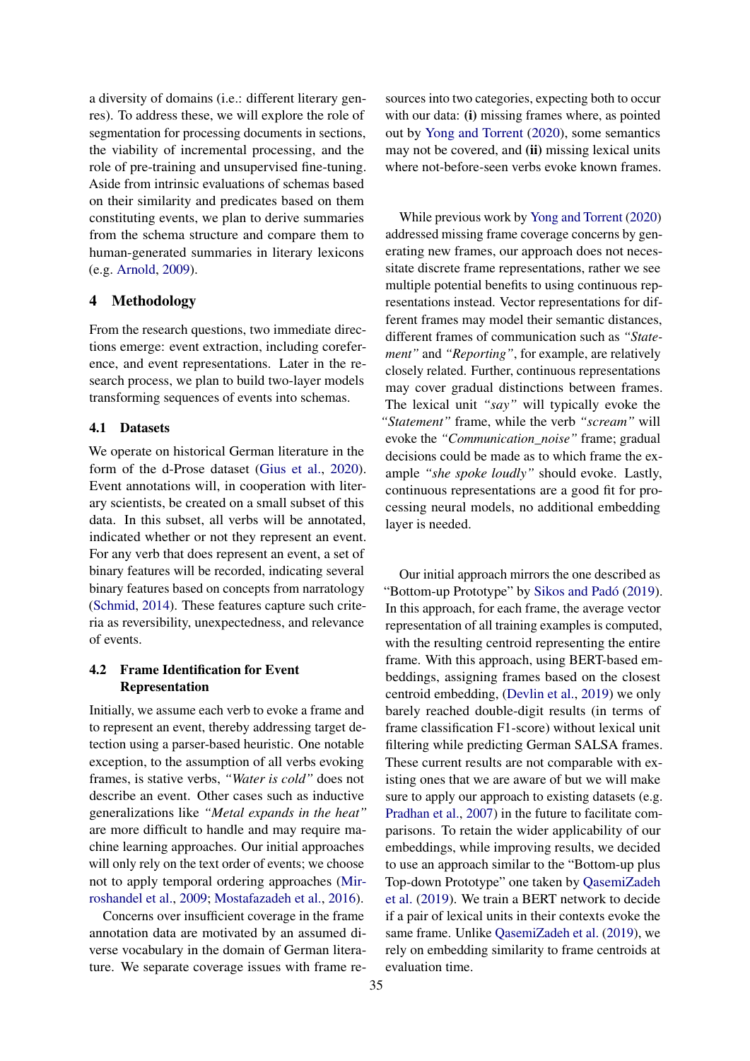a diversity of domains (i.e.: different literary genres). To address these, we will explore the role of segmentation for processing documents in sections, the viability of incremental processing, and the role of pre-training and unsupervised fine-tuning. Aside from intrinsic evaluations of schemas based on their similarity and predicates based on them constituting events, we plan to derive summaries from the schema structure and compare them to human-generated summaries in literary lexicons (e.g. Arnold, 2009).

## 4 Methodology

From the research questions, two immediate directions emerge: event extraction, including coreference, and event representations. Later in the research process, we plan to build two-layer models transforming sequences of events into schemas.

### 4.1 Datasets

We operate on historical German literature in the form of the d-Prose dataset (Gius et al., 2020). Event annotations will, in cooperation with literary scientists, be created on a small subset of this data. In this subset, all verbs will be annotated, indicated whether or not they represent an event. For any verb that does represent an event, a set of binary features will be recorded, indicating several binary features based on concepts from narratology (Schmid, 2014). These features capture such criteria as reversibility, unexpectedness, and relevance of events.

### 4.2 Frame Identification for Event Representation

Initially, we assume each verb to evoke a frame and to represent an event, thereby addressing target detection using a parser-based heuristic. One notable exception, to the assumption of all verbs evoking frames, is stative verbs, *"Water is cold"* does not describe an event. Other cases such as inductive generalizations like *"Metal expands in the heat"* are more difficult to handle and may require machine learning approaches. Our initial approaches will only rely on the text order of events; we choose not to apply temporal ordering approaches (Mirroshandel et al., 2009; Mostafazadeh et al., 2016).

Concerns over insufficient coverage in the frame annotation data are motivated by an assumed diverse vocabulary in the domain of German literature. We separate coverage issues with frame resources into two categories, expecting both to occur with our data: **(i)** missing frames where, as pointed out by Yong and Torrent (2020), some semantics may not be covered, and **(ii)** missing lexical units where not-before-seen verbs evoke known frames.

While previous work by Yong and Torrent (2020) addressed missing frame coverage concerns by generating new frames, our approach does not necessitate discrete frame representations, rather we see multiple potential benefits to using continuous representations instead. Vector representations for different frames may model their semantic distances, different frames of communication such as *"Statement"* and *"Reporting"*, for example, are relatively closely related. Further, continuous representations may cover gradual distinctions between frames. The lexical unit *"say"* will typically evoke the *"Statement"* frame, while the verb *"scream"* will evoke the *"Communication_noise"* frame; gradual decisions could be made as to which frame the example *"she spoke loudly"* should evoke. Lastly, continuous representations are a good fit for processing neural models, no additional embedding layer is needed.

Our initial approach mirrors the one described as "Bottom-up Prototype" by Sikos and Padó (2019). In this approach, for each frame, the average vector representation of all training examples is computed, with the resulting centroid representing the entire frame. With this approach, using BERT-based embeddings, assigning frames based on the closest centroid embedding, (Devlin et al., 2019) we only barely reached double-digit results (in terms of frame classification F1-score) without lexical unit filtering while predicting German SALSA frames. These current results are not comparable with existing ones that we are aware of but we will make sure to apply our approach to existing datasets (e.g. Pradhan et al., 2007) in the future to facilitate comparisons. To retain the wider applicability of our embeddings, while improving results, we decided to use an approach similar to the "Bottom-up plus Top-down Prototype" one taken by QasemiZadeh et al. (2019). We train a BERT network to decide if a pair of lexical units in their contexts evoke the same frame. Unlike QasemiZadeh et al. (2019), we rely on embedding similarity to frame centroids at evaluation time.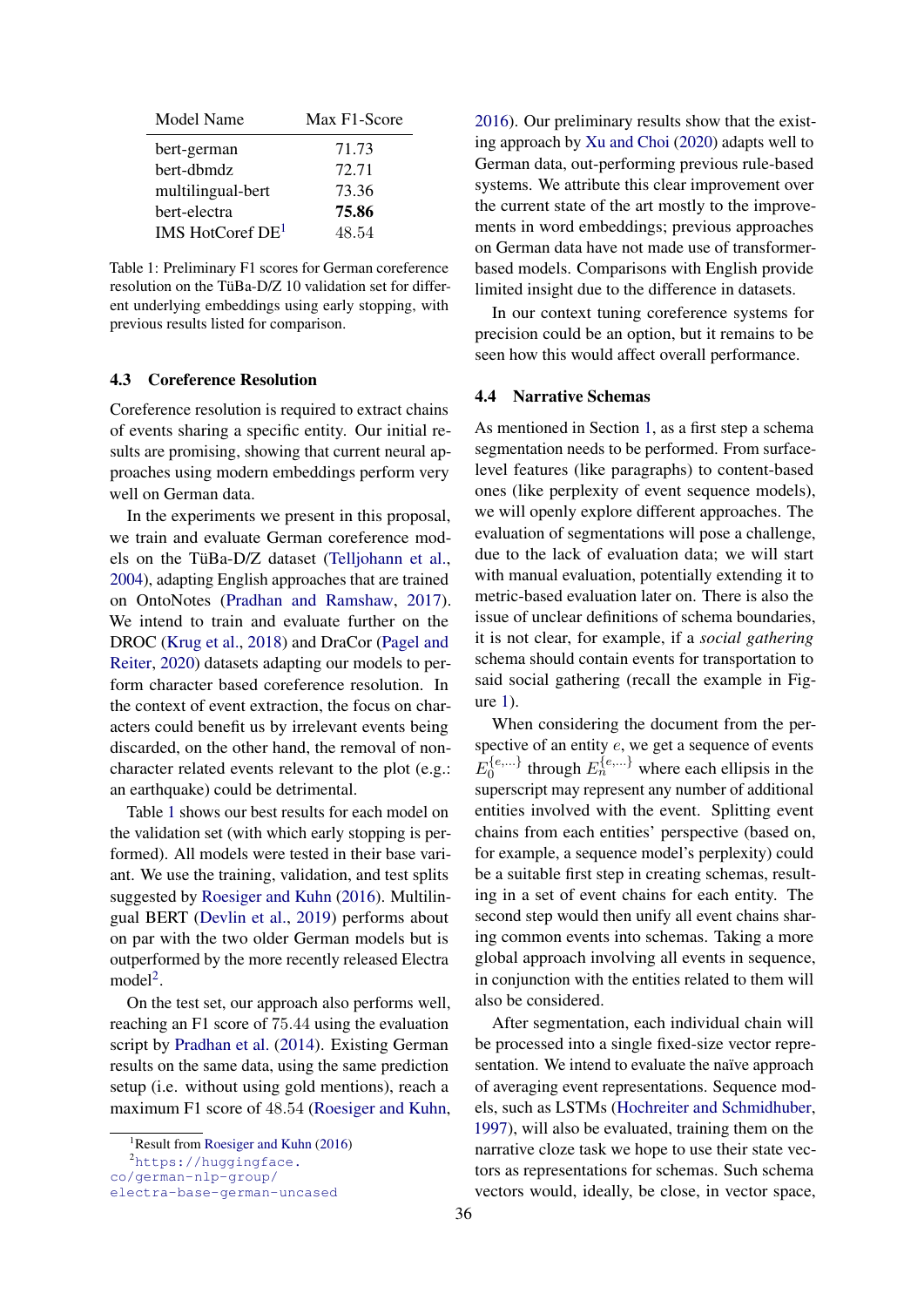| Model Name | Max F1-Score |
|---|---|
| bert-german | 71.73 |
| bert-dbmdz | 72.71 |
| multilingual-bert | 73.36 |
| bert-electra | **75.86** |
| IMS HotCoref DE[1] | 48.54 |

Table 1: Preliminary F1 scores for German coreference resolution on the TüBa-D/Z 10 validation set for different underlying embeddings using early stopping, with previous results listed for comparison.

### 4.3 Coreference Resolution

Coreference resolution is required to extract chains of events sharing a specific entity. Our initial results are promising, showing that current neural approaches using modern embeddings perform very well on German data.

In the experiments we present in this proposal, we train and evaluate German coreference models on the TüBa-D/Z dataset (Telljohann et al., 2004), adapting English approaches that are trained on OntoNotes (Pradhan and Ramshaw, 2017). We intend to train and evaluate further on the DROC (Krug et al., 2018) and DraCor (Pagel and Reiter, 2020) datasets adapting our models to perform character based coreference resolution. In the context of event extraction, the focus on characters could benefit us by irrelevant events being discarded, on the other hand, the removal of non-character related events relevant to the plot (e.g.: an earthquake) could be detrimental.

Table 1 shows our best results for each model on the validation set (with which early stopping is performed). All models were tested in their base variant. We use the training, validation, and test splits suggested by Roesiger and Kuhn (2016). Multilingual BERT (Devlin et al., 2019) performs about on par with the two older German models but is outperformed by the more recently released Electra model[2].

On the test set, our approach also performs well, reaching an F1 score of 75.44 using the evaluation script by Pradhan et al. (2014). Existing German results on the same data, using the same prediction setup (i.e. without using gold mentions), reach a maximum F1 score of 48.54 (Roesiger and Kuhn, 2016). Our preliminary results show that the existing approach by Xu and Choi (2020) adapts well to German data, out-performing previous rule-based systems. We attribute this clear improvement over the current state of the art mostly to the improvements in word embeddings; previous approaches on German data have not made use of transformer-based models. Comparisons with English provide limited insight due to the difference in datasets.

In our context tuning coreference systems for precision could be an option, but it remains to be seen how this would affect overall performance.

### 4.4 Narrative Schemas

As mentioned in Section 1, as a first step a schema segmentation needs to be performed. From surface-level features (like paragraphs) to content-based ones (like perplexity of event sequence models), we will openly explore different approaches. The evaluation of segmentations will pose a challenge, due to the lack of evaluation data; we will start with manual evaluation, potentially extending it to metric-based evaluation later on. There is also the issue of unclear definitions of schema boundaries, it is not clear, for example, if a *social gathering* schema should contain events for transportation to said social gathering (recall the example in Figure 1).

When considering the document from the perspective of an entity $e$, we get a sequence of events $E_0^{\{e,\ldots\}}$ through $E_n^{\{e,\ldots\}}$ where each ellipsis in the superscript may represent any number of additional entities involved with the event. Splitting event chains from each entities' perspective (based on, for example, a sequence model's perplexity) could be a suitable first step in creating schemas, resulting in a set of event chains for each entity. The second step would then unify all event chains sharing common events into schemas. Taking a more global approach involving all events in sequence, in conjunction with the entities related to them will also be considered.

After segmentation, each individual chain will be processed into a single fixed-size vector representation. We intend to evaluate the naïve approach of averaging event representations. Sequence models, such as LSTMs (Hochreiter and Schmidhuber, 1997), will also be evaluated, training them on the narrative cloze task we hope to use their state vectors as representations for schemas. Such schema vectors would, ideally, be close, in vector space,

[1] Result from Roesiger and Kuhn (2016)

[2] https://huggingface.co/german-nlp-group/electra-base-german-uncased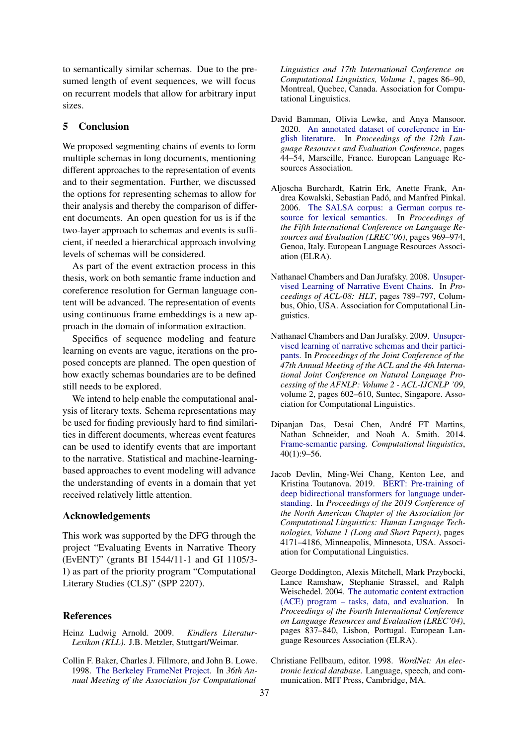to semantically similar schemas. Due to the presumed length of event sequences, we will focus on recurrent models that allow for arbitrary input sizes.

## 5 Conclusion

We proposed segmenting chains of events to form multiple schemas in long documents, mentioning different approaches to the representation of events and to their segmentation. Further, we discussed the options for representing schemas to allow for their analysis and thereby the comparison of different documents. An open question for us is if the two-layer approach to schemas and events is sufficient, if needed a hierarchical approach involving levels of schemas will be considered.

As part of the event extraction process in this thesis, work on both semantic frame induction and coreference resolution for German language content will be advanced. The representation of events using continuous frame embeddings is a new approach in the domain of information extraction.

Specifics of sequence modeling and feature learning on events are vague, iterations on the proposed concepts are planned. The open question of how exactly schemas boundaries are to be defined still needs to be explored.

We intend to help enable the computational analysis of literary texts. Schema representations may be used for finding previously hard to find similarities in different documents, whereas event features can be used to identify events that are important to the narrative. Statistical and machine-learning-based approaches to event modeling will advance the understanding of events in a domain that yet received relatively little attention.

## Acknowledgements

This work was supported by the DFG through the project "Evaluating Events in Narrative Theory (EvENT)" (grants BI 1544/11-1 and GI 1105/3-1) as part of the priority program "Computational Literary Studies (CLS)" (SPP 2207).

## References

Heinz Ludwig Arnold. 2009. *Kindlers Literatur-Lexikon (KLL)*. J.B. Metzler, Stuttgart/Weimar.

Collin F. Baker, Charles J. Fillmore, and John B. Lowe. 1998. The Berkeley FrameNet Project. In *36th Annual Meeting of the Association for Computational Linguistics and 17th International Conference on Computational Linguistics, Volume 1*, pages 86–90, Montreal, Quebec, Canada. Association for Computational Linguistics.

David Bamman, Olivia Lewke, and Anya Mansoor. 2020. An annotated dataset of coreference in English literature. In *Proceedings of the 12th Language Resources and Evaluation Conference*, pages 44–54, Marseille, France. European Language Resources Association.

Aljoscha Burchardt, Katrin Erk, Anette Frank, Andrea Kowalski, Sebastian Padó, and Manfred Pinkal. 2006. The SALSA corpus: a German corpus resource for lexical semantics. In *Proceedings of the Fifth International Conference on Language Resources and Evaluation (LREC'06)*, pages 969–974, Genoa, Italy. European Language Resources Association (ELRA).

Nathanael Chambers and Dan Jurafsky. 2008. Unsupervised Learning of Narrative Event Chains. In *Proceedings of ACL-08: HLT*, pages 789–797, Columbus, Ohio, USA. Association for Computational Linguistics.

Nathanael Chambers and Dan Jurafsky. 2009. Unsupervised learning of narrative schemas and their participants. In *Proceedings of the Joint Conference of the 47th Annual Meeting of the ACL and the 4th International Joint Conference on Natural Language Processing of the AFNLP: Volume 2 - ACL-IJCNLP '09*, volume 2, pages 602–610, Suntec, Singapore. Association for Computational Linguistics.

Dipanjan Das, Desai Chen, André FT Martins, Nathan Schneider, and Noah A. Smith. 2014. Frame-semantic parsing. *Computational linguistics*, 40(1):9–56.

Jacob Devlin, Ming-Wei Chang, Kenton Lee, and Kristina Toutanova. 2019. BERT: Pre-training of deep bidirectional transformers for language understanding. In *Proceedings of the 2019 Conference of the North American Chapter of the Association for Computational Linguistics: Human Language Technologies, Volume 1 (Long and Short Papers)*, pages 4171–4186, Minneapolis, Minnesota, USA. Association for Computational Linguistics.

George Doddington, Alexis Mitchell, Mark Przybocki, Lance Ramshaw, Stephanie Strassel, and Ralph Weischedel. 2004. The automatic content extraction (ACE) program – tasks, data, and evaluation. In *Proceedings of the Fourth International Conference on Language Resources and Evaluation (LREC'04)*, pages 837–840, Lisbon, Portugal. European Language Resources Association (ELRA).

Christiane Fellbaum, editor. 1998. *WordNet: An electronic lexical database*. Language, speech, and communication. MIT Press, Cambridge, MA.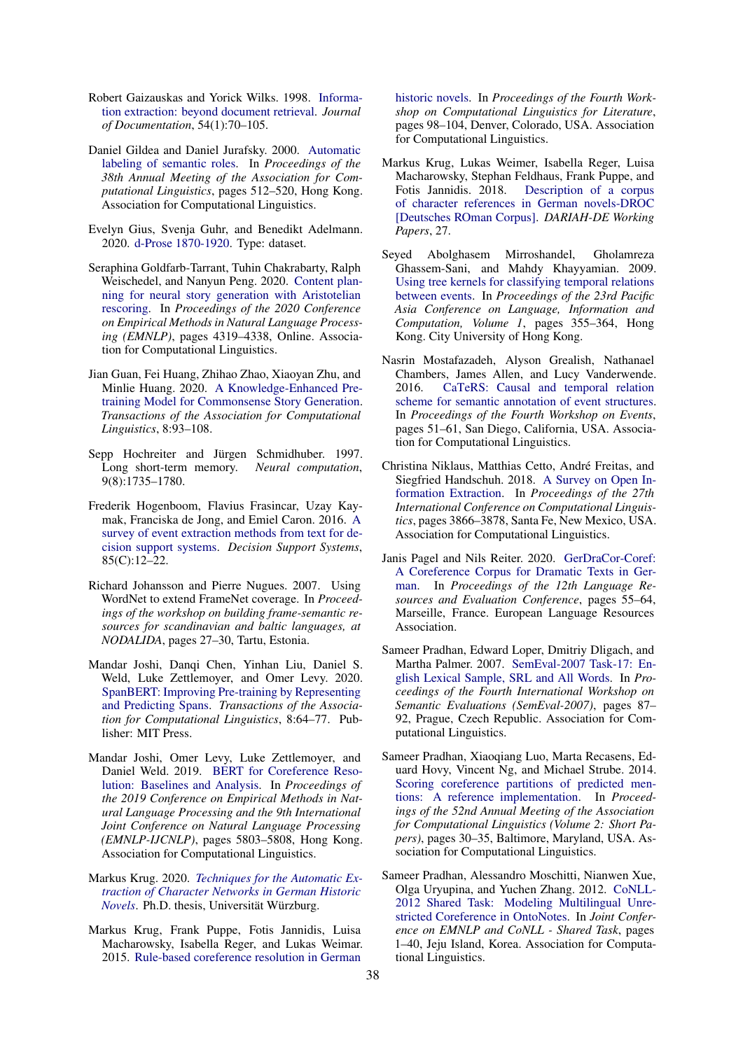Robert Gaizauskas and Yorick Wilks. 1998. Information extraction: beyond document retrieval. *Journal of Documentation*, 54(1):70–105.

Daniel Gildea and Daniel Jurafsky. 2000. Automatic labeling of semantic roles. In *Proceedings of the 38th Annual Meeting of the Association for Computational Linguistics*, pages 512–520, Hong Kong. Association for Computational Linguistics.

Evelyn Gius, Svenja Guhr, and Benedikt Adelmann. 2020. d-Prose 1870-1920. Type: dataset.

Seraphina Goldfarb-Tarrant, Tuhin Chakrabarty, Ralph Weischedel, and Nanyun Peng. 2020. Content planning for neural story generation with Aristotelian rescoring. In *Proceedings of the 2020 Conference on Empirical Methods in Natural Language Processing (EMNLP)*, pages 4319–4338, Online. Association for Computational Linguistics.

Jian Guan, Fei Huang, Zhihao Zhao, Xiaoyan Zhu, and Minlie Huang. 2020. A Knowledge-Enhanced Pretraining Model for Commonsense Story Generation. *Transactions of the Association for Computational Linguistics*, 8:93–108.

Sepp Hochreiter and Jürgen Schmidhuber. 1997. Long short-term memory. *Neural computation*, 9(8):1735–1780.

Frederik Hogenboom, Flavius Frasincar, Uzay Kaymak, Franciska de Jong, and Emiel Caron. 2016. A survey of event extraction methods from text for decision support systems. *Decision Support Systems*, 85(C):12–22.

Richard Johansson and Pierre Nugues. 2007. Using WordNet to extend FrameNet coverage. In *Proceedings of the workshop on building frame-semantic resources for scandinavian and baltic languages, at NODALIDA*, pages 27–30, Tartu, Estonia.

Mandar Joshi, Danqi Chen, Yinhan Liu, Daniel S. Weld, Luke Zettlemoyer, and Omer Levy. 2020. SpanBERT: Improving Pre-training by Representing and Predicting Spans. *Transactions of the Association for Computational Linguistics*, 8:64–77. Publisher: MIT Press.

Mandar Joshi, Omer Levy, Luke Zettlemoyer, and Daniel Weld. 2019. BERT for Coreference Resolution: Baselines and Analysis. In *Proceedings of the 2019 Conference on Empirical Methods in Natural Language Processing and the 9th International Joint Conference on Natural Language Processing (EMNLP-IJCNLP)*, pages 5803–5808, Hong Kong. Association for Computational Linguistics.

Markus Krug. 2020. *Techniques for the Automatic Extraction of Character Networks in German Historic Novels*. Ph.D. thesis, Universität Würzburg.

Markus Krug, Frank Puppe, Fotis Jannidis, Luisa Macharowsky, Isabella Reger, and Lukas Weimar. 2015. Rule-based coreference resolution in German historic novels. In *Proceedings of the Fourth Workshop on Computational Linguistics for Literature*, pages 98–104, Denver, Colorado, USA. Association for Computational Linguistics.

Markus Krug, Lukas Weimer, Isabella Reger, Luisa Macharowsky, Stephan Feldhaus, Frank Puppe, and Fotis Jannidis. 2018. Description of a corpus of character references in German novels-DROC [Deutsches ROman Corpus]. *DARIAH-DE Working Papers*, 27.

Seyed Abolghasem Mirroshandel, Gholamreza Ghassem-Sani, and Mahdy Khayyamian. 2009. Using tree kernels for classifying temporal relations between events. In *Proceedings of the 23rd Pacific Asia Conference on Language, Information and Computation, Volume 1*, pages 355–364, Hong Kong. City University of Hong Kong.

Nasrin Mostafazadeh, Alyson Grealish, Nathanael Chambers, James Allen, and Lucy Vanderwende. 2016. CaTeRS: Causal and temporal relation scheme for semantic annotation of event structures. In *Proceedings of the Fourth Workshop on Events*, pages 51–61, San Diego, California, USA. Association for Computational Linguistics.

Christina Niklaus, Matthias Cetto, André Freitas, and Siegfried Handschuh. 2018. A Survey on Open Information Extraction. In *Proceedings of the 27th International Conference on Computational Linguistics*, pages 3866–3878, Santa Fe, New Mexico, USA. Association for Computational Linguistics.

Janis Pagel and Nils Reiter. 2020. GerDraCor-Coref: A Coreference Corpus for Dramatic Texts in German. In *Proceedings of the 12th Language Resources and Evaluation Conference*, pages 55–64, Marseille, France. European Language Resources Association.

Sameer Pradhan, Edward Loper, Dmitriy Dligach, and Martha Palmer. 2007. SemEval-2007 Task-17: English Lexical Sample, SRL and All Words. In *Proceedings of the Fourth International Workshop on Semantic Evaluations (SemEval-2007)*, pages 87–92, Prague, Czech Republic. Association for Computational Linguistics.

Sameer Pradhan, Xiaoqiang Luo, Marta Recasens, Eduard Hovy, Vincent Ng, and Michael Strube. 2014. Scoring coreference partitions of predicted mentions: A reference implementation. In *Proceedings of the 52nd Annual Meeting of the Association for Computational Linguistics (Volume 2: Short Papers)*, pages 30–35, Baltimore, Maryland, USA. Association for Computational Linguistics.

Sameer Pradhan, Alessandro Moschitti, Nianwen Xue, Olga Uryupina, and Yuchen Zhang. 2012. CoNLL-2012 Shared Task: Modeling Multilingual Unrestricted Coreference in OntoNotes. In *Joint Conference on EMNLP and CoNLL - Shared Task*, pages 1–40, Jeju Island, Korea. Association for Computational Linguistics.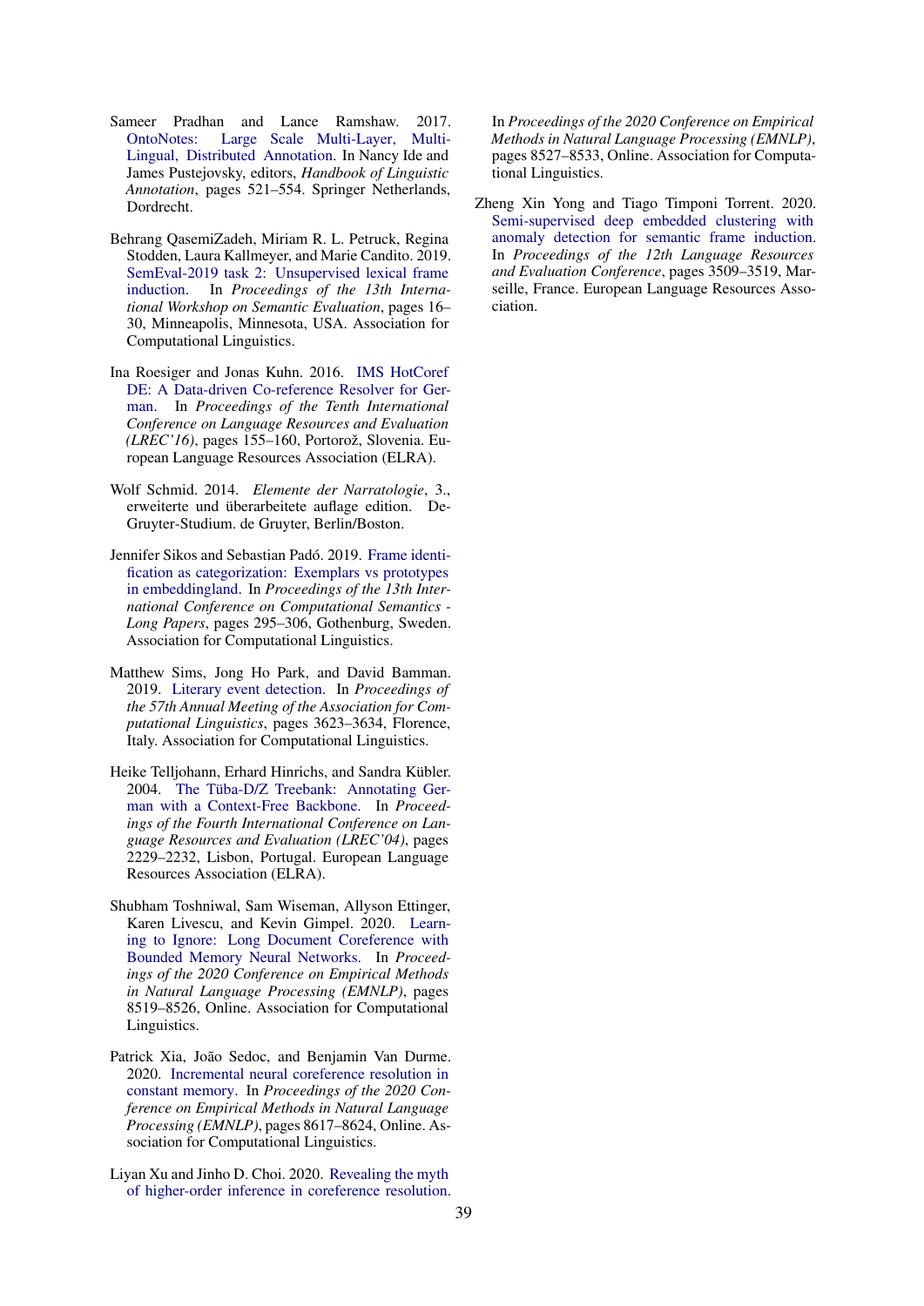Sameer Pradhan and Lance Ramshaw. 2017. OntoNotes: Large Scale Multi-Layer, Multi-Lingual, Distributed Annotation. In Nancy Ide and James Pustejovsky, editors, *Handbook of Linguistic Annotation*, pages 521–554. Springer Netherlands, Dordrecht.

Behrang QasemiZadeh, Miriam R. L. Petruck, Regina Stodden, Laura Kallmeyer, and Marie Candito. 2019. SemEval-2019 task 2: Unsupervised lexical frame induction. In *Proceedings of the 13th International Workshop on Semantic Evaluation*, pages 16–30, Minneapolis, Minnesota, USA. Association for Computational Linguistics.

Ina Roesiger and Jonas Kuhn. 2016. IMS HotCoref DE: A Data-driven Co-reference Resolver for German. In *Proceedings of the Tenth International Conference on Language Resources and Evaluation (LREC'16)*, pages 155–160, Portorož, Slovenia. European Language Resources Association (ELRA).

Wolf Schmid. 2014. *Elemente der Narratologie*, 3., erweiterte und überarbeitete auflage edition. De-Gruyter-Studium. de Gruyter, Berlin/Boston.

Jennifer Sikos and Sebastian Padó. 2019. Frame identification as categorization: Exemplars vs prototypes in embeddingland. In *Proceedings of the 13th International Conference on Computational Semantics - Long Papers*, pages 295–306, Gothenburg, Sweden. Association for Computational Linguistics.

Matthew Sims, Jong Ho Park, and David Bamman. 2019. Literary event detection. In *Proceedings of the 57th Annual Meeting of the Association for Computational Linguistics*, pages 3623–3634, Florence, Italy. Association for Computational Linguistics.

Heike Telljohann, Erhard Hinrichs, and Sandra Kübler. 2004. The Tüba-D/Z Treebank: Annotating German with a Context-Free Backbone. In *Proceedings of the Fourth International Conference on Language Resources and Evaluation (LREC'04)*, pages 2229–2232, Lisbon, Portugal. European Language Resources Association (ELRA).

Shubham Toshniwal, Sam Wiseman, Allyson Ettinger, Karen Livescu, and Kevin Gimpel. 2020. Learning to Ignore: Long Document Coreference with Bounded Memory Neural Networks. In *Proceedings of the 2020 Conference on Empirical Methods in Natural Language Processing (EMNLP)*, pages 8519–8526, Online. Association for Computational Linguistics.

Patrick Xia, João Sedoc, and Benjamin Van Durme. 2020. Incremental neural coreference resolution in constant memory. In *Proceedings of the 2020 Conference on Empirical Methods in Natural Language Processing (EMNLP)*, pages 8617–8624, Online. Association for Computational Linguistics.

Liyan Xu and Jinho D. Choi. 2020. Revealing the myth of higher-order inference in coreference resolution. In *Proceedings of the 2020 Conference on Empirical Methods in Natural Language Processing (EMNLP)*, pages 8527–8533, Online. Association for Computational Linguistics.

Zheng Xin Yong and Tiago Timponi Torrent. 2020. Semi-supervised deep embedded clustering with anomaly detection for semantic frame induction. In *Proceedings of the 12th Language Resources and Evaluation Conference*, pages 3509–3519, Marseille, France. European Language Resources Association.